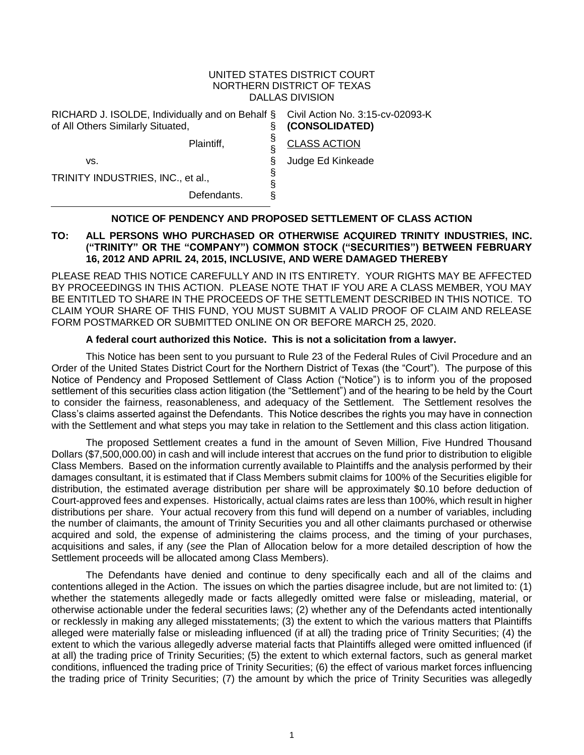UNITED STATES DISTRICT COURT
NORTHERN DISTRICT OF TEXAS
DALLAS DIVISION

| | | |
|---|---|---|
| RICHARD J. ISOLDE, Individually and on Behalf of All Others Similarly Situated, | § | Civil Action No. 3:15-cv-02093-K |
| | § | **(CONSOLIDATED)** |
| Plaintiff, | § | |
| | § | CLASS ACTION |
| vs. | § | Judge Ed Kinkeade |
| TRINITY INDUSTRIES, INC., et al., | § | |
| | § | |
| Defendants. | § | |

## NOTICE OF PENDENCY AND PROPOSED SETTLEMENT OF CLASS ACTION

**TO: ALL PERSONS WHO PURCHASED OR OTHERWISE ACQUIRED TRINITY INDUSTRIES, INC. ("TRINITY" OR THE "COMPANY") COMMON STOCK ("SECURITIES") BETWEEN FEBRUARY 16, 2012 AND APRIL 24, 2015, INCLUSIVE, AND WERE DAMAGED THEREBY**

PLEASE READ THIS NOTICE CAREFULLY AND IN ITS ENTIRETY. YOUR RIGHTS MAY BE AFFECTED BY PROCEEDINGS IN THIS ACTION. PLEASE NOTE THAT IF YOU ARE A CLASS MEMBER, YOU MAY BE ENTITLED TO SHARE IN THE PROCEEDS OF THE SETTLEMENT DESCRIBED IN THIS NOTICE. TO CLAIM YOUR SHARE OF THIS FUND, YOU MUST SUBMIT A VALID PROOF OF CLAIM AND RELEASE FORM POSTMARKED OR SUBMITTED ONLINE ON OR BEFORE MARCH 25, 2020.

**A federal court authorized this Notice. This is not a solicitation from a lawyer.**

This Notice has been sent to you pursuant to Rule 23 of the Federal Rules of Civil Procedure and an Order of the United States District Court for the Northern District of Texas (the "Court"). The purpose of this Notice of Pendency and Proposed Settlement of Class Action ("Notice") is to inform you of the proposed settlement of this securities class action litigation (the "Settlement") and of the hearing to be held by the Court to consider the fairness, reasonableness, and adequacy of the Settlement. The Settlement resolves the Class's claims asserted against the Defendants. This Notice describes the rights you may have in connection with the Settlement and what steps you may take in relation to the Settlement and this class action litigation.

The proposed Settlement creates a fund in the amount of Seven Million, Five Hundred Thousand Dollars ($7,500,000.00) in cash and will include interest that accrues on the fund prior to distribution to eligible Class Members. Based on the information currently available to Plaintiffs and the analysis performed by their damages consultant, it is estimated that if Class Members submit claims for 100% of the Securities eligible for distribution, the estimated average distribution per share will be approximately $0.10 before deduction of Court-approved fees and expenses. Historically, actual claims rates are less than 100%, which result in higher distributions per share. Your actual recovery from this fund will depend on a number of variables, including the number of claimants, the amount of Trinity Securities you and all other claimants purchased or otherwise acquired and sold, the expense of administering the claims process, and the timing of your purchases, acquisitions and sales, if any (*see* the Plan of Allocation below for a more detailed description of how the Settlement proceeds will be allocated among Class Members).

The Defendants have denied and continue to deny specifically each and all of the claims and contentions alleged in the Action. The issues on which the parties disagree include, but are not limited to: (1) whether the statements allegedly made or facts allegedly omitted were false or misleading, material, or otherwise actionable under the federal securities laws; (2) whether any of the Defendants acted intentionally or recklessly in making any alleged misstatements; (3) the extent to which the various matters that Plaintiffs alleged were materially false or misleading influenced (if at all) the trading price of Trinity Securities; (4) the extent to which the various allegedly adverse material facts that Plaintiffs alleged were omitted influenced (if at all) the trading price of Trinity Securities; (5) the extent to which external factors, such as general market conditions, influenced the trading price of Trinity Securities; (6) the effect of various market forces influencing the trading price of Trinity Securities; (7) the amount by which the price of Trinity Securities was allegedly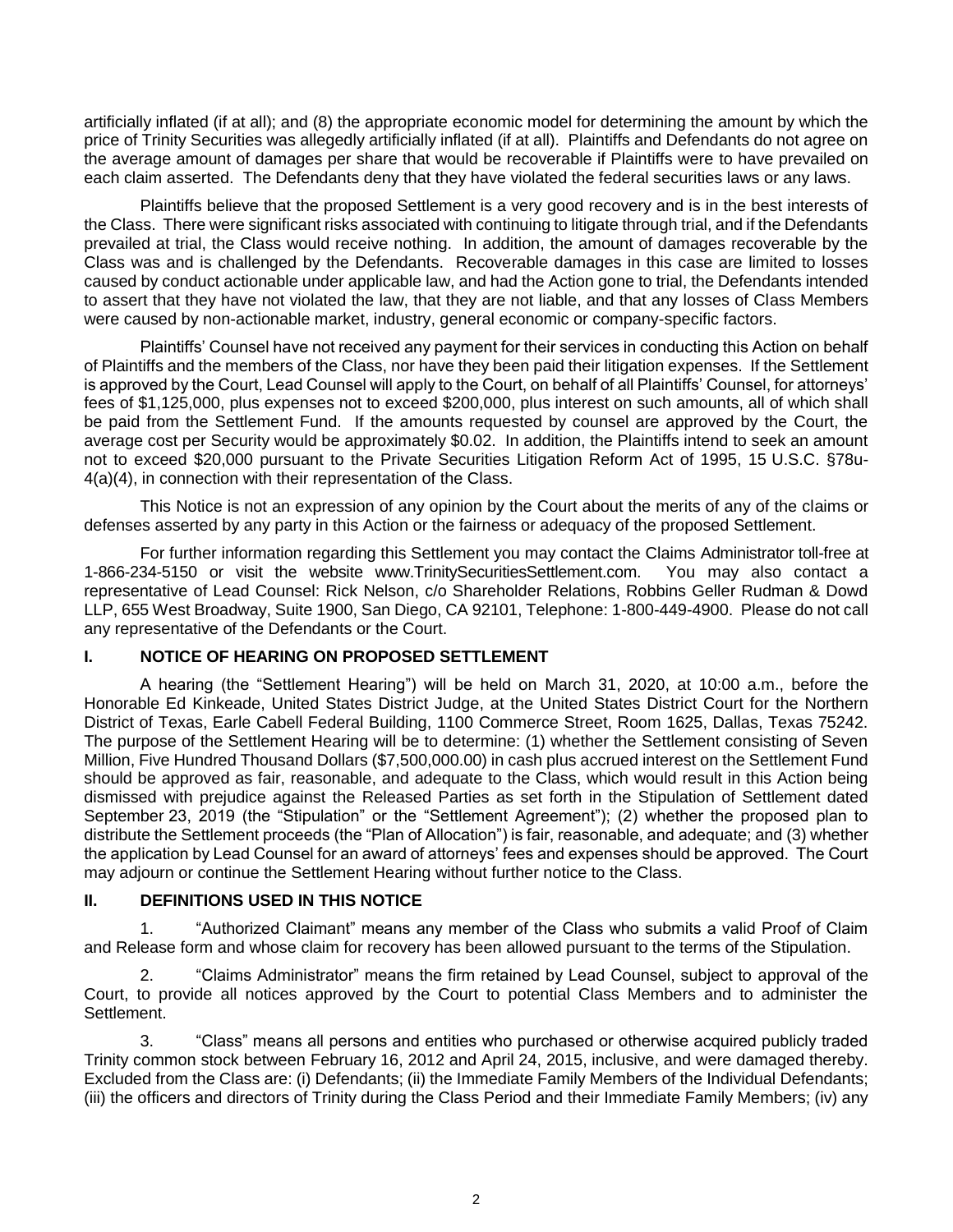artificially inflated (if at all); and (8) the appropriate economic model for determining the amount by which the price of Trinity Securities was allegedly artificially inflated (if at all). Plaintiffs and Defendants do not agree on the average amount of damages per share that would be recoverable if Plaintiffs were to have prevailed on each claim asserted. The Defendants deny that they have violated the federal securities laws or any laws.

Plaintiffs believe that the proposed Settlement is a very good recovery and is in the best interests of the Class. There were significant risks associated with continuing to litigate through trial, and if the Defendants prevailed at trial, the Class would receive nothing. In addition, the amount of damages recoverable by the Class was and is challenged by the Defendants. Recoverable damages in this case are limited to losses caused by conduct actionable under applicable law, and had the Action gone to trial, the Defendants intended to assert that they have not violated the law, that they are not liable, and that any losses of Class Members were caused by non-actionable market, industry, general economic or company-specific factors.

Plaintiffs' Counsel have not received any payment for their services in conducting this Action on behalf of Plaintiffs and the members of the Class, nor have they been paid their litigation expenses. If the Settlement is approved by the Court, Lead Counsel will apply to the Court, on behalf of all Plaintiffs' Counsel, for attorneys' fees of $1,125,000, plus expenses not to exceed $200,000, plus interest on such amounts, all of which shall be paid from the Settlement Fund. If the amounts requested by counsel are approved by the Court, the average cost per Security would be approximately $0.02. In addition, the Plaintiffs intend to seek an amount not to exceed $20,000 pursuant to the Private Securities Litigation Reform Act of 1995, 15 U.S.C. §78u-4(a)(4), in connection with their representation of the Class.

This Notice is not an expression of any opinion by the Court about the merits of any of the claims or defenses asserted by any party in this Action or the fairness or adequacy of the proposed Settlement.

For further information regarding this Settlement you may contact the Claims Administrator toll-free at 1-866-234-5150 or visit the website www.TrinitySecuritiesSettlement.com. You may also contact a representative of Lead Counsel: Rick Nelson, c/o Shareholder Relations, Robbins Geller Rudman & Dowd LLP, 655 West Broadway, Suite 1900, San Diego, CA 92101, Telephone: 1-800-449-4900. Please do not call any representative of the Defendants or the Court.

## I. NOTICE OF HEARING ON PROPOSED SETTLEMENT

A hearing (the "Settlement Hearing") will be held on March 31, 2020, at 10:00 a.m., before the Honorable Ed Kinkeade, United States District Judge, at the United States District Court for the Northern District of Texas, Earle Cabell Federal Building, 1100 Commerce Street, Room 1625, Dallas, Texas 75242. The purpose of the Settlement Hearing will be to determine: (1) whether the Settlement consisting of Seven Million, Five Hundred Thousand Dollars ($7,500,000.00) in cash plus accrued interest on the Settlement Fund should be approved as fair, reasonable, and adequate to the Class, which would result in this Action being dismissed with prejudice against the Released Parties as set forth in the Stipulation of Settlement dated September 23, 2019 (the "Stipulation" or the "Settlement Agreement"); (2) whether the proposed plan to distribute the Settlement proceeds (the "Plan of Allocation") is fair, reasonable, and adequate; and (3) whether the application by Lead Counsel for an award of attorneys' fees and expenses should be approved. The Court may adjourn or continue the Settlement Hearing without further notice to the Class.

## II. DEFINITIONS USED IN THIS NOTICE

1. "Authorized Claimant" means any member of the Class who submits a valid Proof of Claim and Release form and whose claim for recovery has been allowed pursuant to the terms of the Stipulation.

2. "Claims Administrator" means the firm retained by Lead Counsel, subject to approval of the Court, to provide all notices approved by the Court to potential Class Members and to administer the Settlement.

3. "Class" means all persons and entities who purchased or otherwise acquired publicly traded Trinity common stock between February 16, 2012 and April 24, 2015, inclusive, and were damaged thereby. Excluded from the Class are: (i) Defendants; (ii) the Immediate Family Members of the Individual Defendants; (iii) the officers and directors of Trinity during the Class Period and their Immediate Family Members; (iv) any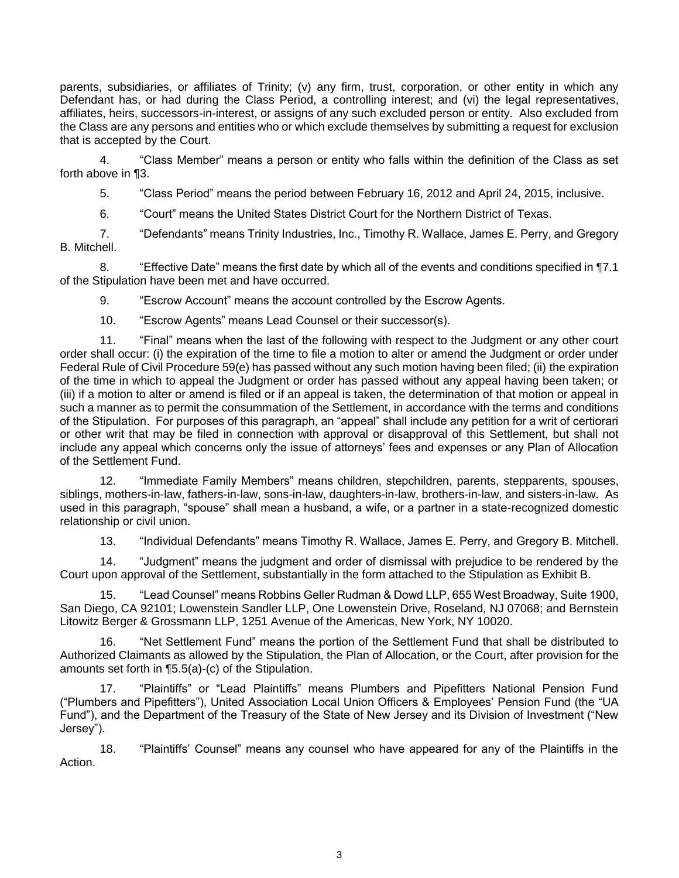parents, subsidiaries, or affiliates of Trinity; (v) any firm, trust, corporation, or other entity in which any Defendant has, or had during the Class Period, a controlling interest; and (vi) the legal representatives, affiliates, heirs, successors-in-interest, or assigns of any such excluded person or entity. Also excluded from the Class are any persons and entities who or which exclude themselves by submitting a request for exclusion that is accepted by the Court.

4. "Class Member" means a person or entity who falls within the definition of the Class as set forth above in ¶3.

5. "Class Period" means the period between February 16, 2012 and April 24, 2015, inclusive.

6. "Court" means the United States District Court for the Northern District of Texas.

7. "Defendants" means Trinity Industries, Inc., Timothy R. Wallace, James E. Perry, and Gregory B. Mitchell.

8. "Effective Date" means the first date by which all of the events and conditions specified in ¶7.1 of the Stipulation have been met and have occurred.

9. "Escrow Account" means the account controlled by the Escrow Agents.

10. "Escrow Agents" means Lead Counsel or their successor(s).

11. "Final" means when the last of the following with respect to the Judgment or any other court order shall occur: (i) the expiration of the time to file a motion to alter or amend the Judgment or order under Federal Rule of Civil Procedure 59(e) has passed without any such motion having been filed; (ii) the expiration of the time in which to appeal the Judgment or order has passed without any appeal having been taken; or (iii) if a motion to alter or amend is filed or if an appeal is taken, the determination of that motion or appeal in such a manner as to permit the consummation of the Settlement, in accordance with the terms and conditions of the Stipulation. For purposes of this paragraph, an "appeal" shall include any petition for a writ of certiorari or other writ that may be filed in connection with approval or disapproval of this Settlement, but shall not include any appeal which concerns only the issue of attorneys' fees and expenses or any Plan of Allocation of the Settlement Fund.

12. "Immediate Family Members" means children, stepchildren, parents, stepparents, spouses, siblings, mothers-in-law, fathers-in-law, sons-in-law, daughters-in-law, brothers-in-law, and sisters-in-law. As used in this paragraph, "spouse" shall mean a husband, a wife, or a partner in a state-recognized domestic relationship or civil union.

13. "Individual Defendants" means Timothy R. Wallace, James E. Perry, and Gregory B. Mitchell.

14. "Judgment" means the judgment and order of dismissal with prejudice to be rendered by the Court upon approval of the Settlement, substantially in the form attached to the Stipulation as Exhibit B.

15. "Lead Counsel" means Robbins Geller Rudman & Dowd LLP, 655 West Broadway, Suite 1900, San Diego, CA 92101; Lowenstein Sandler LLP, One Lowenstein Drive, Roseland, NJ 07068; and Bernstein Litowitz Berger & Grossmann LLP, 1251 Avenue of the Americas, New York, NY 10020.

16. "Net Settlement Fund" means the portion of the Settlement Fund that shall be distributed to Authorized Claimants as allowed by the Stipulation, the Plan of Allocation, or the Court, after provision for the amounts set forth in ¶5.5(a)-(c) of the Stipulation.

17. "Plaintiffs" or "Lead Plaintiffs" means Plumbers and Pipefitters National Pension Fund ("Plumbers and Pipefitters"), United Association Local Union Officers & Employees' Pension Fund (the "UA Fund"), and the Department of the Treasury of the State of New Jersey and its Division of Investment ("New Jersey").

18. "Plaintiffs' Counsel" means any counsel who have appeared for any of the Plaintiffs in the Action.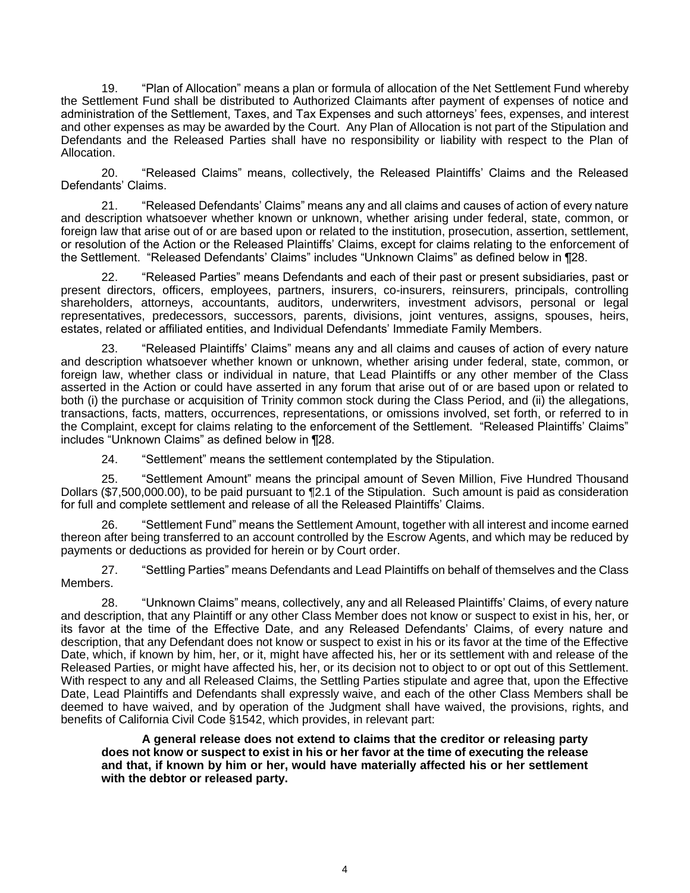19. "Plan of Allocation" means a plan or formula of allocation of the Net Settlement Fund whereby the Settlement Fund shall be distributed to Authorized Claimants after payment of expenses of notice and administration of the Settlement, Taxes, and Tax Expenses and such attorneys' fees, expenses, and interest and other expenses as may be awarded by the Court. Any Plan of Allocation is not part of the Stipulation and Defendants and the Released Parties shall have no responsibility or liability with respect to the Plan of Allocation.

20. "Released Claims" means, collectively, the Released Plaintiffs' Claims and the Released Defendants' Claims.

21. "Released Defendants' Claims" means any and all claims and causes of action of every nature and description whatsoever whether known or unknown, whether arising under federal, state, common, or foreign law that arise out of or are based upon or related to the institution, prosecution, assertion, settlement, or resolution of the Action or the Released Plaintiffs' Claims, except for claims relating to the enforcement of the Settlement. "Released Defendants' Claims" includes "Unknown Claims" as defined below in ¶28.

22. "Released Parties" means Defendants and each of their past or present subsidiaries, past or present directors, officers, employees, partners, insurers, co-insurers, reinsurers, principals, controlling shareholders, attorneys, accountants, auditors, underwriters, investment advisors, personal or legal representatives, predecessors, successors, parents, divisions, joint ventures, assigns, spouses, heirs, estates, related or affiliated entities, and Individual Defendants' Immediate Family Members.

23. "Released Plaintiffs' Claims" means any and all claims and causes of action of every nature and description whatsoever whether known or unknown, whether arising under federal, state, common, or foreign law, whether class or individual in nature, that Lead Plaintiffs or any other member of the Class asserted in the Action or could have asserted in any forum that arise out of or are based upon or related to both (i) the purchase or acquisition of Trinity common stock during the Class Period, and (ii) the allegations, transactions, facts, matters, occurrences, representations, or omissions involved, set forth, or referred to in the Complaint, except for claims relating to the enforcement of the Settlement. "Released Plaintiffs' Claims" includes "Unknown Claims" as defined below in ¶28.

24. "Settlement" means the settlement contemplated by the Stipulation.

25. "Settlement Amount" means the principal amount of Seven Million, Five Hundred Thousand Dollars ($7,500,000.00), to be paid pursuant to ¶2.1 of the Stipulation. Such amount is paid as consideration for full and complete settlement and release of all the Released Plaintiffs' Claims.

26. "Settlement Fund" means the Settlement Amount, together with all interest and income earned thereon after being transferred to an account controlled by the Escrow Agents, and which may be reduced by payments or deductions as provided for herein or by Court order.

27. "Settling Parties" means Defendants and Lead Plaintiffs on behalf of themselves and the Class Members.

28. "Unknown Claims" means, collectively, any and all Released Plaintiffs' Claims, of every nature and description, that any Plaintiff or any other Class Member does not know or suspect to exist in his, her, or its favor at the time of the Effective Date, and any Released Defendants' Claims, of every nature and description, that any Defendant does not know or suspect to exist in his or its favor at the time of the Effective Date, which, if known by him, her, or it, might have affected his, her or its settlement with and release of the Released Parties, or might have affected his, her, or its decision not to object to or opt out of this Settlement. With respect to any and all Released Claims, the Settling Parties stipulate and agree that, upon the Effective Date, Lead Plaintiffs and Defendants shall expressly waive, and each of the other Class Members shall be deemed to have waived, and by operation of the Judgment shall have waived, the provisions, rights, and benefits of California Civil Code §1542, which provides, in relevant part:

> **A general release does not extend to claims that the creditor or releasing party does not know or suspect to exist in his or her favor at the time of executing the release and that, if known by him or her, would have materially affected his or her settlement with the debtor or released party.**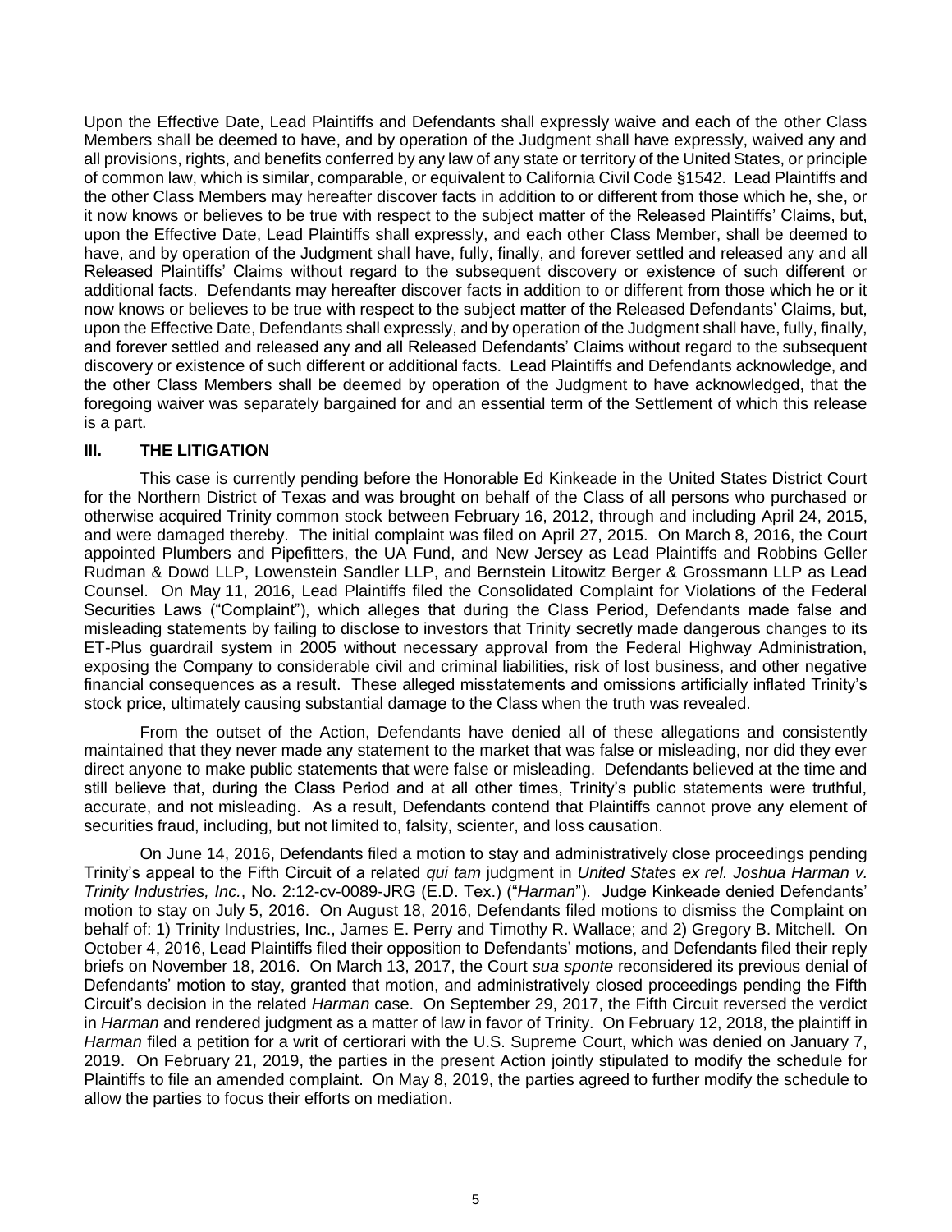Upon the Effective Date, Lead Plaintiffs and Defendants shall expressly waive and each of the other Class Members shall be deemed to have, and by operation of the Judgment shall have expressly, waived any and all provisions, rights, and benefits conferred by any law of any state or territory of the United States, or principle of common law, which is similar, comparable, or equivalent to California Civil Code §1542. Lead Plaintiffs and the other Class Members may hereafter discover facts in addition to or different from those which he, she, or it now knows or believes to be true with respect to the subject matter of the Released Plaintiffs' Claims, but, upon the Effective Date, Lead Plaintiffs shall expressly, and each other Class Member, shall be deemed to have, and by operation of the Judgment shall have, fully, finally, and forever settled and released any and all Released Plaintiffs' Claims without regard to the subsequent discovery or existence of such different or additional facts. Defendants may hereafter discover facts in addition to or different from those which he or it now knows or believes to be true with respect to the subject matter of the Released Defendants' Claims, but, upon the Effective Date, Defendants shall expressly, and by operation of the Judgment shall have, fully, finally, and forever settled and released any and all Released Defendants' Claims without regard to the subsequent discovery or existence of such different or additional facts. Lead Plaintiffs and Defendants acknowledge, and the other Class Members shall be deemed by operation of the Judgment to have acknowledged, that the foregoing waiver was separately bargained for and an essential term of the Settlement of which this release is a part.

## III. THE LITIGATION

This case is currently pending before the Honorable Ed Kinkeade in the United States District Court for the Northern District of Texas and was brought on behalf of the Class of all persons who purchased or otherwise acquired Trinity common stock between February 16, 2012, through and including April 24, 2015, and were damaged thereby. The initial complaint was filed on April 27, 2015. On March 8, 2016, the Court appointed Plumbers and Pipefitters, the UA Fund, and New Jersey as Lead Plaintiffs and Robbins Geller Rudman & Dowd LLP, Lowenstein Sandler LLP, and Bernstein Litowitz Berger & Grossmann LLP as Lead Counsel. On May 11, 2016, Lead Plaintiffs filed the Consolidated Complaint for Violations of the Federal Securities Laws ("Complaint"), which alleges that during the Class Period, Defendants made false and misleading statements by failing to disclose to investors that Trinity secretly made dangerous changes to its ET-Plus guardrail system in 2005 without necessary approval from the Federal Highway Administration, exposing the Company to considerable civil and criminal liabilities, risk of lost business, and other negative financial consequences as a result. These alleged misstatements and omissions artificially inflated Trinity's stock price, ultimately causing substantial damage to the Class when the truth was revealed.

From the outset of the Action, Defendants have denied all of these allegations and consistently maintained that they never made any statement to the market that was false or misleading, nor did they ever direct anyone to make public statements that were false or misleading. Defendants believed at the time and still believe that, during the Class Period and at all other times, Trinity's public statements were truthful, accurate, and not misleading. As a result, Defendants contend that Plaintiffs cannot prove any element of securities fraud, including, but not limited to, falsity, scienter, and loss causation.

On June 14, 2016, Defendants filed a motion to stay and administratively close proceedings pending Trinity's appeal to the Fifth Circuit of a related *qui tam* judgment in *United States ex rel. Joshua Harman v. Trinity Industries, Inc.*, No. 2:12-cv-0089-JRG (E.D. Tex.) ("*Harman*"). Judge Kinkeade denied Defendants' motion to stay on July 5, 2016. On August 18, 2016, Defendants filed motions to dismiss the Complaint on behalf of: 1) Trinity Industries, Inc., James E. Perry and Timothy R. Wallace; and 2) Gregory B. Mitchell. On October 4, 2016, Lead Plaintiffs filed their opposition to Defendants' motions, and Defendants filed their reply briefs on November 18, 2016. On March 13, 2017, the Court *sua sponte* reconsidered its previous denial of Defendants' motion to stay, granted that motion, and administratively closed proceedings pending the Fifth Circuit's decision in the related *Harman* case. On September 29, 2017, the Fifth Circuit reversed the verdict in *Harman* and rendered judgment as a matter of law in favor of Trinity. On February 12, 2018, the plaintiff in *Harman* filed a petition for a writ of certiorari with the U.S. Supreme Court, which was denied on January 7, 2019. On February 21, 2019, the parties in the present Action jointly stipulated to modify the schedule for Plaintiffs to file an amended complaint. On May 8, 2019, the parties agreed to further modify the schedule to allow the parties to focus their efforts on mediation.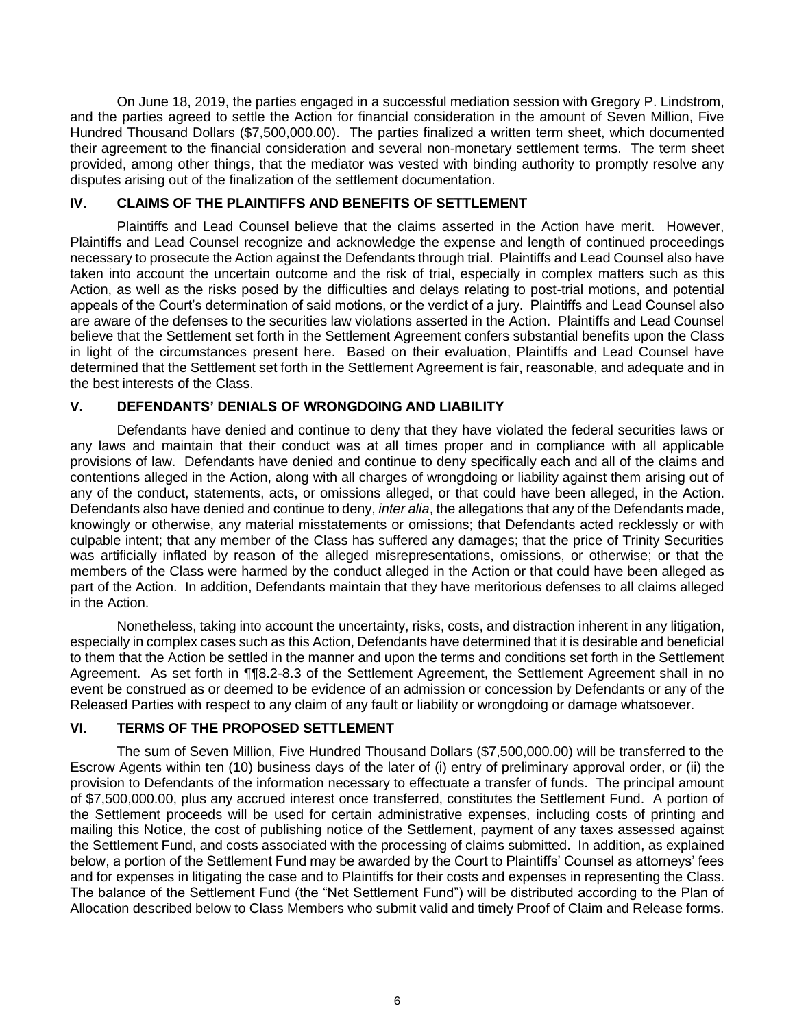On June 18, 2019, the parties engaged in a successful mediation session with Gregory P. Lindstrom, and the parties agreed to settle the Action for financial consideration in the amount of Seven Million, Five Hundred Thousand Dollars ($7,500,000.00). The parties finalized a written term sheet, which documented their agreement to the financial consideration and several non-monetary settlement terms. The term sheet provided, among other things, that the mediator was vested with binding authority to promptly resolve any disputes arising out of the finalization of the settlement documentation.

## IV. CLAIMS OF THE PLAINTIFFS AND BENEFITS OF SETTLEMENT

Plaintiffs and Lead Counsel believe that the claims asserted in the Action have merit. However, Plaintiffs and Lead Counsel recognize and acknowledge the expense and length of continued proceedings necessary to prosecute the Action against the Defendants through trial. Plaintiffs and Lead Counsel also have taken into account the uncertain outcome and the risk of trial, especially in complex matters such as this Action, as well as the risks posed by the difficulties and delays relating to post-trial motions, and potential appeals of the Court's determination of said motions, or the verdict of a jury. Plaintiffs and Lead Counsel also are aware of the defenses to the securities law violations asserted in the Action. Plaintiffs and Lead Counsel believe that the Settlement set forth in the Settlement Agreement confers substantial benefits upon the Class in light of the circumstances present here. Based on their evaluation, Plaintiffs and Lead Counsel have determined that the Settlement set forth in the Settlement Agreement is fair, reasonable, and adequate and in the best interests of the Class.

## V. DEFENDANTS' DENIALS OF WRONGDOING AND LIABILITY

Defendants have denied and continue to deny that they have violated the federal securities laws or any laws and maintain that their conduct was at all times proper and in compliance with all applicable provisions of law. Defendants have denied and continue to deny specifically each and all of the claims and contentions alleged in the Action, along with all charges of wrongdoing or liability against them arising out of any of the conduct, statements, acts, or omissions alleged, or that could have been alleged, in the Action. Defendants also have denied and continue to deny, *inter alia*, the allegations that any of the Defendants made, knowingly or otherwise, any material misstatements or omissions; that Defendants acted recklessly or with culpable intent; that any member of the Class has suffered any damages; that the price of Trinity Securities was artificially inflated by reason of the alleged misrepresentations, omissions, or otherwise; or that the members of the Class were harmed by the conduct alleged in the Action or that could have been alleged as part of the Action. In addition, Defendants maintain that they have meritorious defenses to all claims alleged in the Action.

Nonetheless, taking into account the uncertainty, risks, costs, and distraction inherent in any litigation, especially in complex cases such as this Action, Defendants have determined that it is desirable and beneficial to them that the Action be settled in the manner and upon the terms and conditions set forth in the Settlement Agreement. As set forth in ¶¶8.2-8.3 of the Settlement Agreement, the Settlement Agreement shall in no event be construed as or deemed to be evidence of an admission or concession by Defendants or any of the Released Parties with respect to any claim of any fault or liability or wrongdoing or damage whatsoever.

## VI. TERMS OF THE PROPOSED SETTLEMENT

The sum of Seven Million, Five Hundred Thousand Dollars ($7,500,000.00) will be transferred to the Escrow Agents within ten (10) business days of the later of (i) entry of preliminary approval order, or (ii) the provision to Defendants of the information necessary to effectuate a transfer of funds. The principal amount of $7,500,000.00, plus any accrued interest once transferred, constitutes the Settlement Fund. A portion of the Settlement proceeds will be used for certain administrative expenses, including costs of printing and mailing this Notice, the cost of publishing notice of the Settlement, payment of any taxes assessed against the Settlement Fund, and costs associated with the processing of claims submitted. In addition, as explained below, a portion of the Settlement Fund may be awarded by the Court to Plaintiffs' Counsel as attorneys' fees and for expenses in litigating the case and to Plaintiffs for their costs and expenses in representing the Class. The balance of the Settlement Fund (the "Net Settlement Fund") will be distributed according to the Plan of Allocation described below to Class Members who submit valid and timely Proof of Claim and Release forms.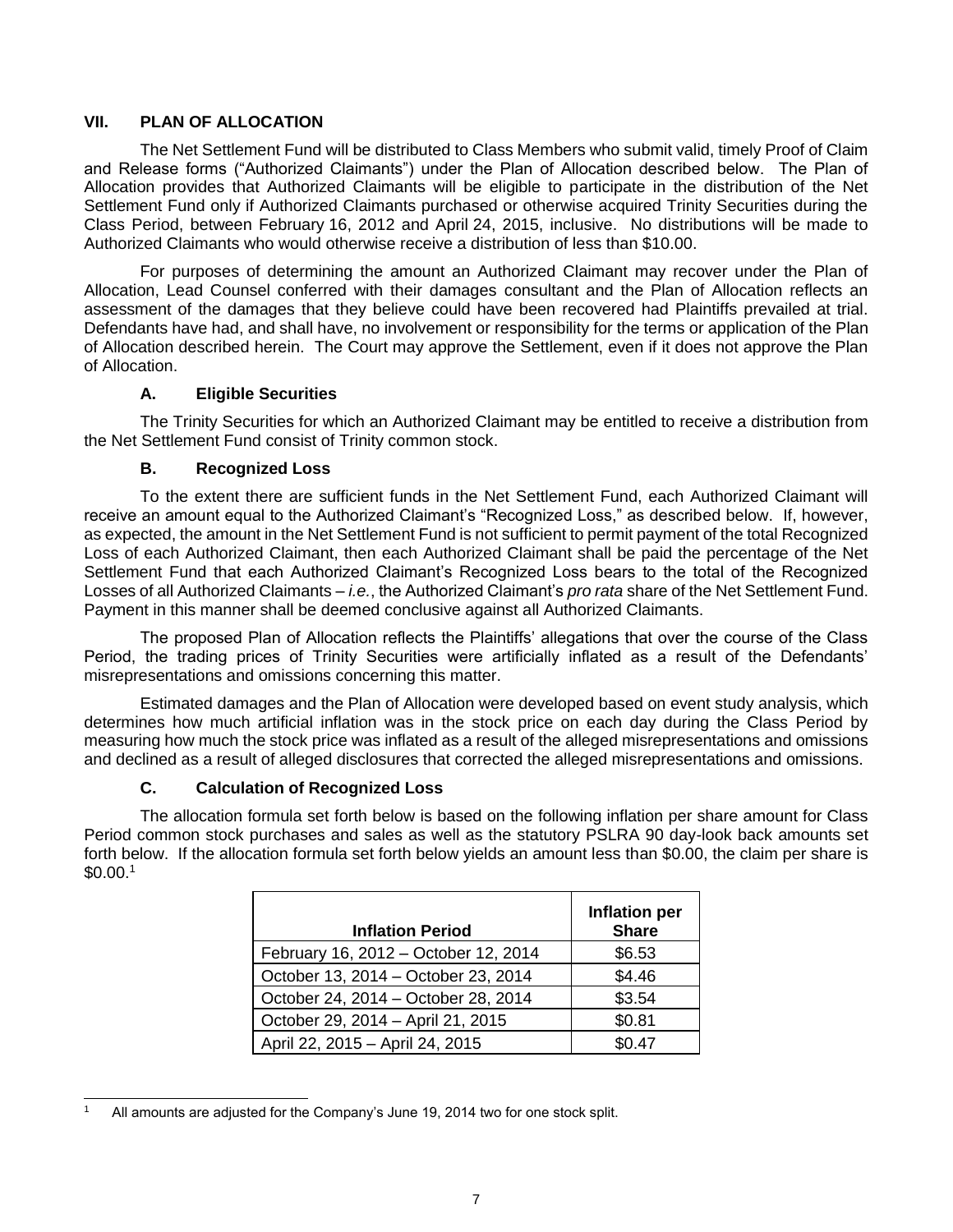## VII. PLAN OF ALLOCATION

The Net Settlement Fund will be distributed to Class Members who submit valid, timely Proof of Claim and Release forms ("Authorized Claimants") under the Plan of Allocation described below. The Plan of Allocation provides that Authorized Claimants will be eligible to participate in the distribution of the Net Settlement Fund only if Authorized Claimants purchased or otherwise acquired Trinity Securities during the Class Period, between February 16, 2012 and April 24, 2015, inclusive. No distributions will be made to Authorized Claimants who would otherwise receive a distribution of less than $10.00.

For purposes of determining the amount an Authorized Claimant may recover under the Plan of Allocation, Lead Counsel conferred with their damages consultant and the Plan of Allocation reflects an assessment of the damages that they believe could have been recovered had Plaintiffs prevailed at trial. Defendants have had, and shall have, no involvement or responsibility for the terms or application of the Plan of Allocation described herein. The Court may approve the Settlement, even if it does not approve the Plan of Allocation.

### A. Eligible Securities

The Trinity Securities for which an Authorized Claimant may be entitled to receive a distribution from the Net Settlement Fund consist of Trinity common stock.

### B. Recognized Loss

To the extent there are sufficient funds in the Net Settlement Fund, each Authorized Claimant will receive an amount equal to the Authorized Claimant's "Recognized Loss," as described below. If, however, as expected, the amount in the Net Settlement Fund is not sufficient to permit payment of the total Recognized Loss of each Authorized Claimant, then each Authorized Claimant shall be paid the percentage of the Net Settlement Fund that each Authorized Claimant's Recognized Loss bears to the total of the Recognized Losses of all Authorized Claimants – *i.e.*, the Authorized Claimant's *pro rata* share of the Net Settlement Fund. Payment in this manner shall be deemed conclusive against all Authorized Claimants.

The proposed Plan of Allocation reflects the Plaintiffs' allegations that over the course of the Class Period, the trading prices of Trinity Securities were artificially inflated as a result of the Defendants' misrepresentations and omissions concerning this matter.

Estimated damages and the Plan of Allocation were developed based on event study analysis, which determines how much artificial inflation was in the stock price on each day during the Class Period by measuring how much the stock price was inflated as a result of the alleged misrepresentations and omissions and declined as a result of alleged disclosures that corrected the alleged misrepresentations and omissions.

### C. Calculation of Recognized Loss

The allocation formula set forth below is based on the following inflation per share amount for Class Period common stock purchases and sales as well as the statutory PSLRA 90 day-look back amounts set forth below. If the allocation formula set forth below yields an amount less than $0.00, the claim per share is $0.00.[1]

| Inflation Period | Inflation per Share |
|---|---|
| February 16, 2012 – October 12, 2014 | $6.53 |
| October 13, 2014 – October 23, 2014 | $4.46 |
| October 24, 2014 – October 28, 2014 | $3.54 |
| October 29, 2014 – April 21, 2015 | $0.81 |
| April 22, 2015 – April 24, 2015 | $0.47 |

[1] All amounts are adjusted for the Company's June 19, 2014 two for one stock split.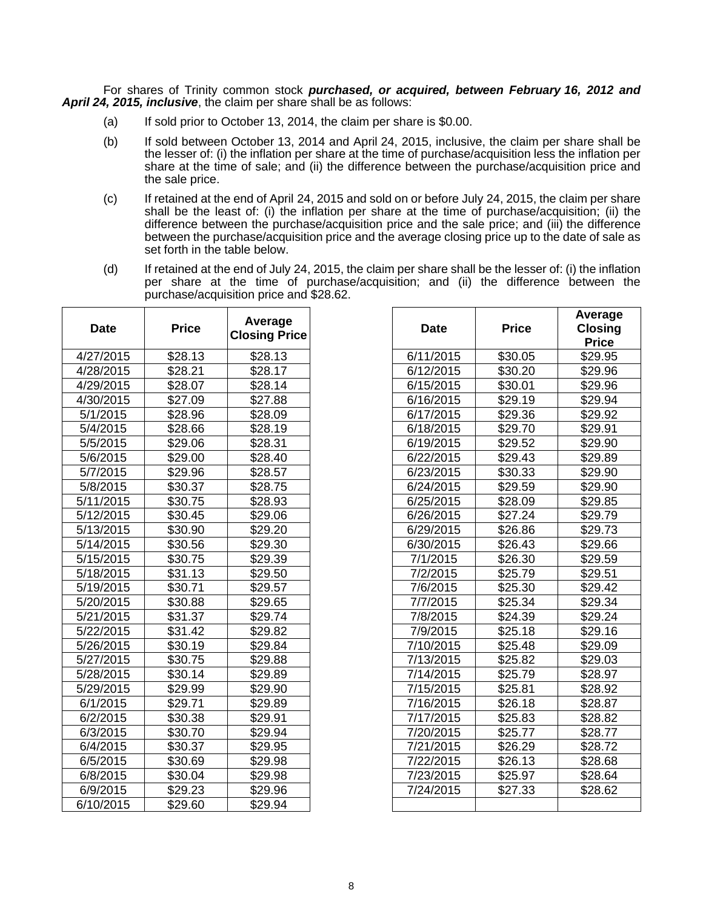For shares of Trinity common stock ***purchased, or acquired, between February 16, 2012 and April 24, 2015, inclusive***, the claim per share shall be as follows:

(a) If sold prior to October 13, 2014, the claim per share is $0.00.

(b) If sold between October 13, 2014 and April 24, 2015, inclusive, the claim per share shall be the lesser of: (i) the inflation per share at the time of purchase/acquisition less the inflation per share at the time of sale; and (ii) the difference between the purchase/acquisition price and the sale price.

(c) If retained at the end of April 24, 2015 and sold on or before July 24, 2015, the claim per share shall be the least of: (i) the inflation per share at the time of purchase/acquisition; (ii) the difference between the purchase/acquisition price and the sale price; and (iii) the difference between the purchase/acquisition price and the average closing price up to the date of sale as set forth in the table below.

(d) If retained at the end of July 24, 2015, the claim per share shall be the lesser of: (i) the inflation per share at the time of purchase/acquisition; and (ii) the difference between the purchase/acquisition price and $28.62.

| Date | Price | Average Closing Price |
|---|---|---|
| 4/27/2015 | $28.13 | $28.13 |
| 4/28/2015 | $28.21 | $28.17 |
| 4/29/2015 | $28.07 | $28.14 |
| 4/30/2015 | $27.09 | $27.88 |
| 5/1/2015 | $28.96 | $28.09 |
| 5/4/2015 | $28.66 | $28.19 |
| 5/5/2015 | $29.06 | $28.31 |
| 5/6/2015 | $29.00 | $28.40 |
| 5/7/2015 | $29.96 | $28.57 |
| 5/8/2015 | $30.37 | $28.75 |
| 5/11/2015 | $30.75 | $28.93 |
| 5/12/2015 | $30.45 | $29.06 |
| 5/13/2015 | $30.90 | $29.20 |
| 5/14/2015 | $30.56 | $29.30 |
| 5/15/2015 | $30.75 | $29.39 |
| 5/18/2015 | $31.13 | $29.50 |
| 5/19/2015 | $30.71 | $29.57 |
| 5/20/2015 | $30.88 | $29.65 |
| 5/21/2015 | $31.37 | $29.74 |
| 5/22/2015 | $31.42 | $29.82 |
| 5/26/2015 | $30.19 | $29.84 |
| 5/27/2015 | $30.75 | $29.88 |
| 5/28/2015 | $30.14 | $29.89 |
| 5/29/2015 | $29.99 | $29.90 |
| 6/1/2015 | $29.71 | $29.89 |
| 6/2/2015 | $30.38 | $29.91 |
| 6/3/2015 | $30.70 | $29.94 |
| 6/4/2015 | $30.37 | $29.95 |
| 6/5/2015 | $30.69 | $29.98 |
| 6/8/2015 | $30.04 | $29.98 |
| 6/9/2015 | $29.23 | $29.96 |
| 6/10/2015 | $29.60 | $29.94 |
| 6/11/2015 | $30.05 | $29.95 |
| 6/12/2015 | $30.20 | $29.96 |
| 6/15/2015 | $30.01 | $29.96 |
| 6/16/2015 | $29.19 | $29.94 |
| 6/17/2015 | $29.36 | $29.92 |
| 6/18/2015 | $29.70 | $29.91 |
| 6/19/2015 | $29.52 | $29.90 |
| 6/22/2015 | $29.43 | $29.89 |
| 6/23/2015 | $30.33 | $29.90 |
| 6/24/2015 | $29.59 | $29.90 |
| 6/25/2015 | $28.09 | $29.85 |
| 6/26/2015 | $27.24 | $29.79 |
| 6/29/2015 | $26.86 | $29.73 |
| 6/30/2015 | $26.43 | $29.66 |
| 7/1/2015 | $26.30 | $29.59 |
| 7/2/2015 | $25.79 | $29.51 |
| 7/6/2015 | $25.30 | $29.42 |
| 7/7/2015 | $25.34 | $29.34 |
| 7/8/2015 | $24.39 | $29.24 |
| 7/9/2015 | $25.18 | $29.16 |
| 7/10/2015 | $25.48 | $29.09 |
| 7/13/2015 | $25.82 | $29.03 |
| 7/14/2015 | $25.79 | $28.97 |
| 7/15/2015 | $25.81 | $28.92 |
| 7/16/2015 | $26.18 | $28.87 |
| 7/17/2015 | $25.83 | $28.82 |
| 7/20/2015 | $25.77 | $28.77 |
| 7/21/2015 | $26.29 | $28.72 |
| 7/22/2015 | $26.13 | $28.68 |
| 7/23/2015 | $25.97 | $28.64 |
| 7/24/2015 | $27.33 | $28.62 |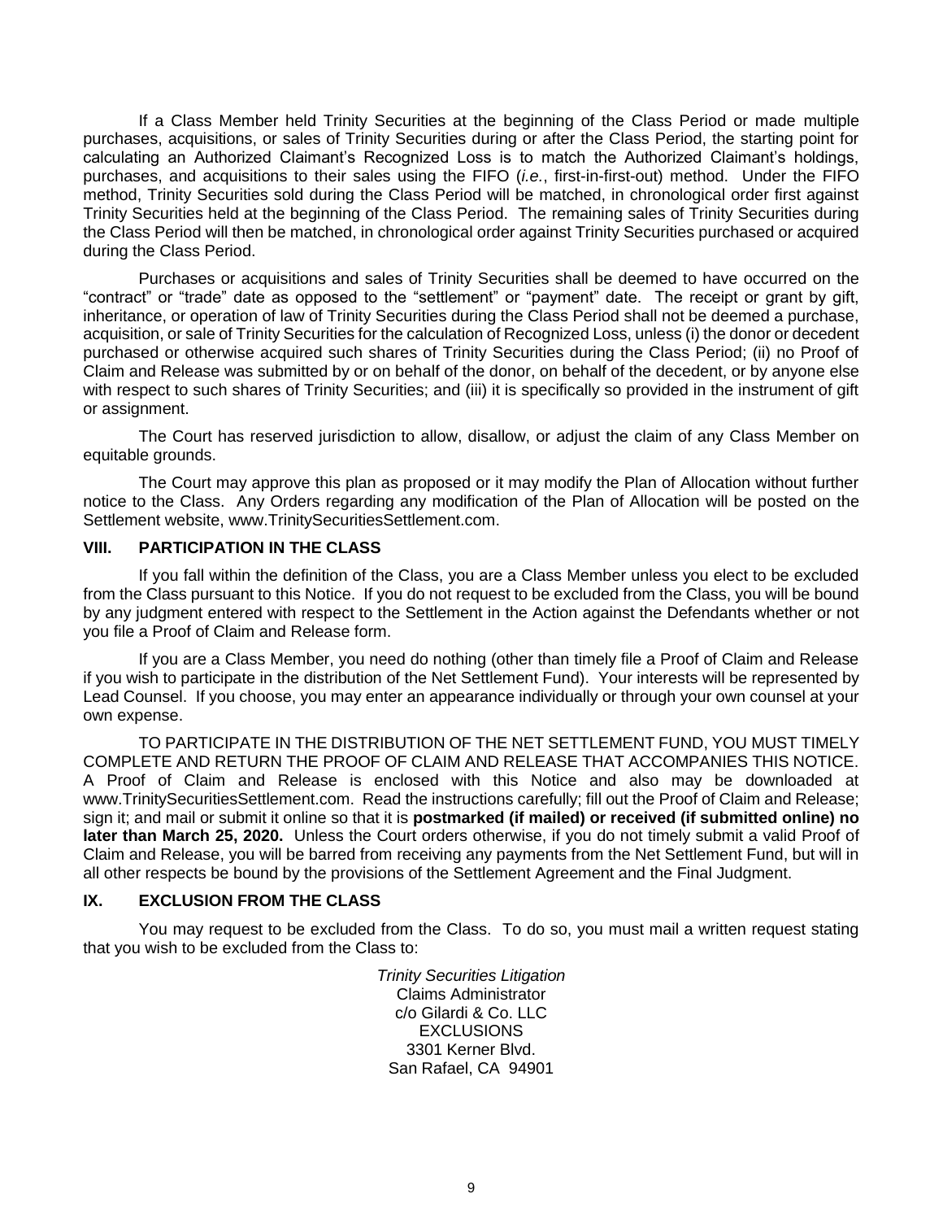If a Class Member held Trinity Securities at the beginning of the Class Period or made multiple purchases, acquisitions, or sales of Trinity Securities during or after the Class Period, the starting point for calculating an Authorized Claimant's Recognized Loss is to match the Authorized Claimant's holdings, purchases, and acquisitions to their sales using the FIFO (*i.e.*, first-in-first-out) method. Under the FIFO method, Trinity Securities sold during the Class Period will be matched, in chronological order first against Trinity Securities held at the beginning of the Class Period. The remaining sales of Trinity Securities during the Class Period will then be matched, in chronological order against Trinity Securities purchased or acquired during the Class Period.

Purchases or acquisitions and sales of Trinity Securities shall be deemed to have occurred on the "contract" or "trade" date as opposed to the "settlement" or "payment" date. The receipt or grant by gift, inheritance, or operation of law of Trinity Securities during the Class Period shall not be deemed a purchase, acquisition, or sale of Trinity Securities for the calculation of Recognized Loss, unless (i) the donor or decedent purchased or otherwise acquired such shares of Trinity Securities during the Class Period; (ii) no Proof of Claim and Release was submitted by or on behalf of the donor, on behalf of the decedent, or by anyone else with respect to such shares of Trinity Securities; and (iii) it is specifically so provided in the instrument of gift or assignment.

The Court has reserved jurisdiction to allow, disallow, or adjust the claim of any Class Member on equitable grounds.

The Court may approve this plan as proposed or it may modify the Plan of Allocation without further notice to the Class. Any Orders regarding any modification of the Plan of Allocation will be posted on the Settlement website, www.TrinitySecuritiesSettlement.com.

## VIII. PARTICIPATION IN THE CLASS

If you fall within the definition of the Class, you are a Class Member unless you elect to be excluded from the Class pursuant to this Notice. If you do not request to be excluded from the Class, you will be bound by any judgment entered with respect to the Settlement in the Action against the Defendants whether or not you file a Proof of Claim and Release form.

If you are a Class Member, you need do nothing (other than timely file a Proof of Claim and Release if you wish to participate in the distribution of the Net Settlement Fund). Your interests will be represented by Lead Counsel. If you choose, you may enter an appearance individually or through your own counsel at your own expense.

TO PARTICIPATE IN THE DISTRIBUTION OF THE NET SETTLEMENT FUND, YOU MUST TIMELY COMPLETE AND RETURN THE PROOF OF CLAIM AND RELEASE THAT ACCOMPANIES THIS NOTICE. A Proof of Claim and Release is enclosed with this Notice and also may be downloaded at www.TrinitySecuritiesSettlement.com. Read the instructions carefully; fill out the Proof of Claim and Release; sign it; and mail or submit it online so that it is **postmarked (if mailed) or received (if submitted online) no later than March 25, 2020.** Unless the Court orders otherwise, if you do not timely submit a valid Proof of Claim and Release, you will be barred from receiving any payments from the Net Settlement Fund, but will in all other respects be bound by the provisions of the Settlement Agreement and the Final Judgment.

## IX. EXCLUSION FROM THE CLASS

You may request to be excluded from the Class. To do so, you must mail a written request stating that you wish to be excluded from the Class to:

*Trinity Securities Litigation*
Claims Administrator
c/o Gilardi & Co. LLC
EXCLUSIONS
3301 Kerner Blvd.
San Rafael, CA 94901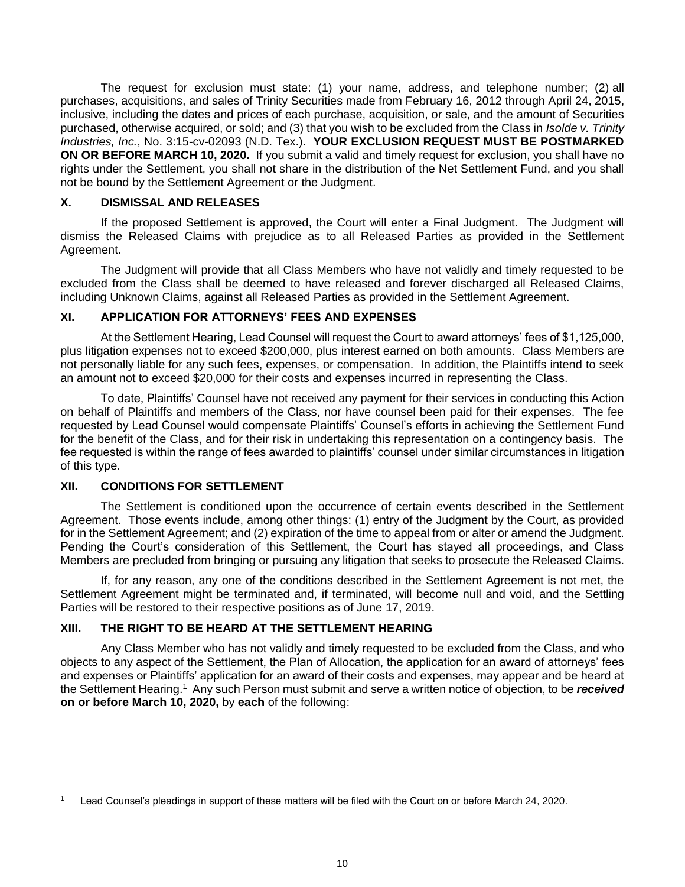The request for exclusion must state: (1) your name, address, and telephone number; (2) all purchases, acquisitions, and sales of Trinity Securities made from February 16, 2012 through April 24, 2015, inclusive, including the dates and prices of each purchase, acquisition, or sale, and the amount of Securities purchased, otherwise acquired, or sold; and (3) that you wish to be excluded from the Class in *Isolde v. Trinity Industries, Inc.*, No. 3:15-cv-02093 (N.D. Tex.). **YOUR EXCLUSION REQUEST MUST BE POSTMARKED ON OR BEFORE MARCH 10, 2020.** If you submit a valid and timely request for exclusion, you shall have no rights under the Settlement, you shall not share in the distribution of the Net Settlement Fund, and you shall not be bound by the Settlement Agreement or the Judgment.

## X. DISMISSAL AND RELEASES

If the proposed Settlement is approved, the Court will enter a Final Judgment. The Judgment will dismiss the Released Claims with prejudice as to all Released Parties as provided in the Settlement Agreement.

The Judgment will provide that all Class Members who have not validly and timely requested to be excluded from the Class shall be deemed to have released and forever discharged all Released Claims, including Unknown Claims, against all Released Parties as provided in the Settlement Agreement.

## XI. APPLICATION FOR ATTORNEYS' FEES AND EXPENSES

At the Settlement Hearing, Lead Counsel will request the Court to award attorneys' fees of $1,125,000, plus litigation expenses not to exceed $200,000, plus interest earned on both amounts. Class Members are not personally liable for any such fees, expenses, or compensation. In addition, the Plaintiffs intend to seek an amount not to exceed $20,000 for their costs and expenses incurred in representing the Class.

To date, Plaintiffs' Counsel have not received any payment for their services in conducting this Action on behalf of Plaintiffs and members of the Class, nor have counsel been paid for their expenses. The fee requested by Lead Counsel would compensate Plaintiffs' Counsel's efforts in achieving the Settlement Fund for the benefit of the Class, and for their risk in undertaking this representation on a contingency basis. The fee requested is within the range of fees awarded to plaintiffs' counsel under similar circumstances in litigation of this type.

## XII. CONDITIONS FOR SETTLEMENT

The Settlement is conditioned upon the occurrence of certain events described in the Settlement Agreement. Those events include, among other things: (1) entry of the Judgment by the Court, as provided for in the Settlement Agreement; and (2) expiration of the time to appeal from or alter or amend the Judgment. Pending the Court's consideration of this Settlement, the Court has stayed all proceedings, and Class Members are precluded from bringing or pursuing any litigation that seeks to prosecute the Released Claims.

If, for any reason, any one of the conditions described in the Settlement Agreement is not met, the Settlement Agreement might be terminated and, if terminated, will become null and void, and the Settling Parties will be restored to their respective positions as of June 17, 2019.

## XIII. THE RIGHT TO BE HEARD AT THE SETTLEMENT HEARING

Any Class Member who has not validly and timely requested to be excluded from the Class, and who objects to any aspect of the Settlement, the Plan of Allocation, the application for an award of attorneys' fees and expenses or Plaintiffs' application for an award of their costs and expenses, may appear and be heard at the Settlement Hearing.[1] Any such Person must submit and serve a written notice of objection, to be ***received*** **on or before March 10, 2020,** by **each** of the following:

---

[1] Lead Counsel's pleadings in support of these matters will be filed with the Court on or before March 24, 2020.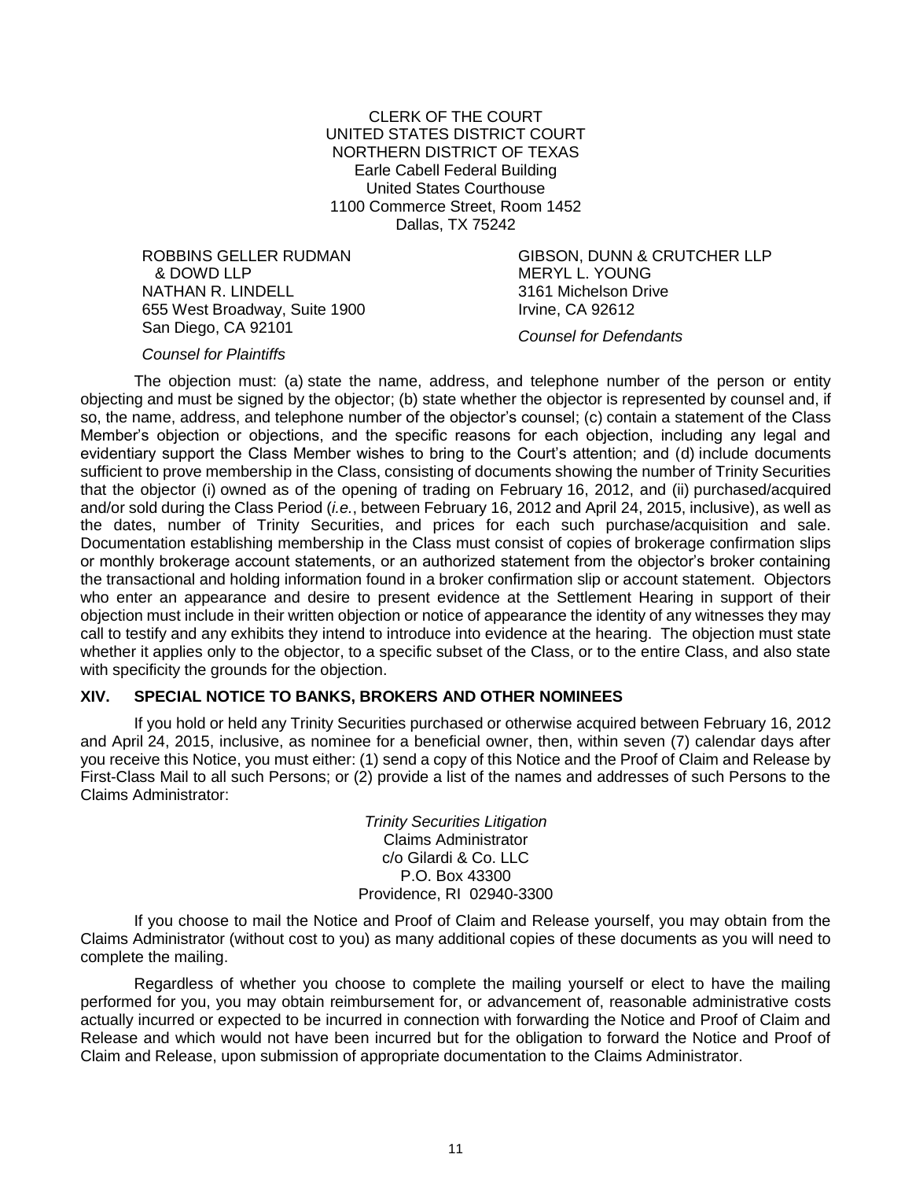CLERK OF THE COURT
UNITED STATES DISTRICT COURT
NORTHERN DISTRICT OF TEXAS
Earle Cabell Federal Building
United States Courthouse
1100 Commerce Street, Room 1452
Dallas, TX 75242

ROBBINS GELLER RUDMAN
& DOWD LLP
NATHAN R. LINDELL
655 West Broadway, Suite 1900
San Diego, CA 92101

*Counsel for Plaintiffs*

GIBSON, DUNN & CRUTCHER LLP
MERYL L. YOUNG
3161 Michelson Drive
Irvine, CA 92612

*Counsel for Defendants*

The objection must: (a) state the name, address, and telephone number of the person or entity objecting and must be signed by the objector; (b) state whether the objector is represented by counsel and, if so, the name, address, and telephone number of the objector's counsel; (c) contain a statement of the Class Member's objection or objections, and the specific reasons for each objection, including any legal and evidentiary support the Class Member wishes to bring to the Court's attention; and (d) include documents sufficient to prove membership in the Class, consisting of documents showing the number of Trinity Securities that the objector (i) owned as of the opening of trading on February 16, 2012, and (ii) purchased/acquired and/or sold during the Class Period (*i.e.*, between February 16, 2012 and April 24, 2015, inclusive), as well as the dates, number of Trinity Securities, and prices for each such purchase/acquisition and sale. Documentation establishing membership in the Class must consist of copies of brokerage confirmation slips or monthly brokerage account statements, or an authorized statement from the objector's broker containing the transactional and holding information found in a broker confirmation slip or account statement. Objectors who enter an appearance and desire to present evidence at the Settlement Hearing in support of their objection must include in their written objection or notice of appearance the identity of any witnesses they may call to testify and any exhibits they intend to introduce into evidence at the hearing. The objection must state whether it applies only to the objector, to a specific subset of the Class, or to the entire Class, and also state with specificity the grounds for the objection.

## XIV. SPECIAL NOTICE TO BANKS, BROKERS AND OTHER NOMINEES

If you hold or held any Trinity Securities purchased or otherwise acquired between February 16, 2012 and April 24, 2015, inclusive, as nominee for a beneficial owner, then, within seven (7) calendar days after you receive this Notice, you must either: (1) send a copy of this Notice and the Proof of Claim and Release by First-Class Mail to all such Persons; or (2) provide a list of the names and addresses of such Persons to the Claims Administrator:

*Trinity Securities Litigation*
Claims Administrator
c/o Gilardi & Co. LLC
P.O. Box 43300
Providence, RI 02940-3300

If you choose to mail the Notice and Proof of Claim and Release yourself, you may obtain from the Claims Administrator (without cost to you) as many additional copies of these documents as you will need to complete the mailing.

Regardless of whether you choose to complete the mailing yourself or elect to have the mailing performed for you, you may obtain reimbursement for, or advancement of, reasonable administrative costs actually incurred or expected to be incurred in connection with forwarding the Notice and Proof of Claim and Release and which would not have been incurred but for the obligation to forward the Notice and Proof of Claim and Release, upon submission of appropriate documentation to the Claims Administrator.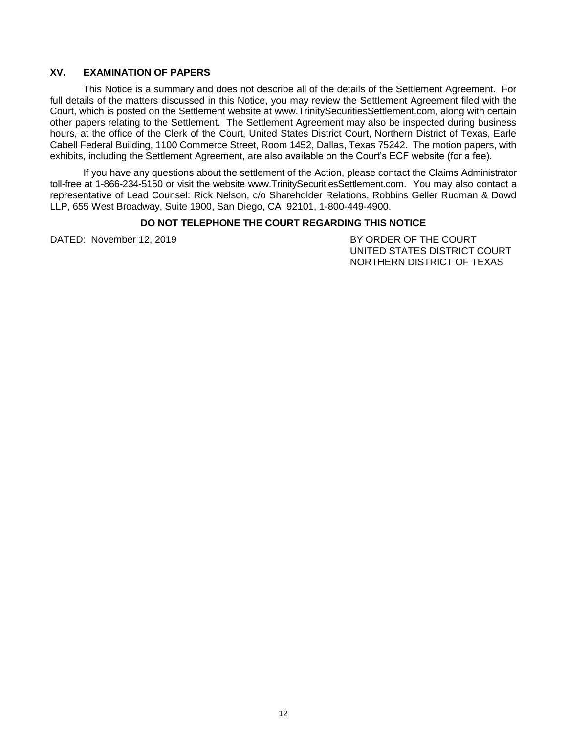## XV. EXAMINATION OF PAPERS

This Notice is a summary and does not describe all of the details of the Settlement Agreement. For full details of the matters discussed in this Notice, you may review the Settlement Agreement filed with the Court, which is posted on the Settlement website at www.TrinitySecuritiesSettlement.com, along with certain other papers relating to the Settlement. The Settlement Agreement may also be inspected during business hours, at the office of the Clerk of the Court, United States District Court, Northern District of Texas, Earle Cabell Federal Building, 1100 Commerce Street, Room 1452, Dallas, Texas 75242. The motion papers, with exhibits, including the Settlement Agreement, are also available on the Court's ECF website (for a fee).

If you have any questions about the settlement of the Action, please contact the Claims Administrator toll-free at 1-866-234-5150 or visit the website www.TrinitySecuritiesSettlement.com. You may also contact a representative of Lead Counsel: Rick Nelson, c/o Shareholder Relations, Robbins Geller Rudman & Dowd LLP, 655 West Broadway, Suite 1900, San Diego, CA 92101, 1-800-449-4900.

**DO NOT TELEPHONE THE COURT REGARDING THIS NOTICE**

DATED: November 12, 2019

BY ORDER OF THE COURT
UNITED STATES DISTRICT COURT
NORTHERN DISTRICT OF TEXAS